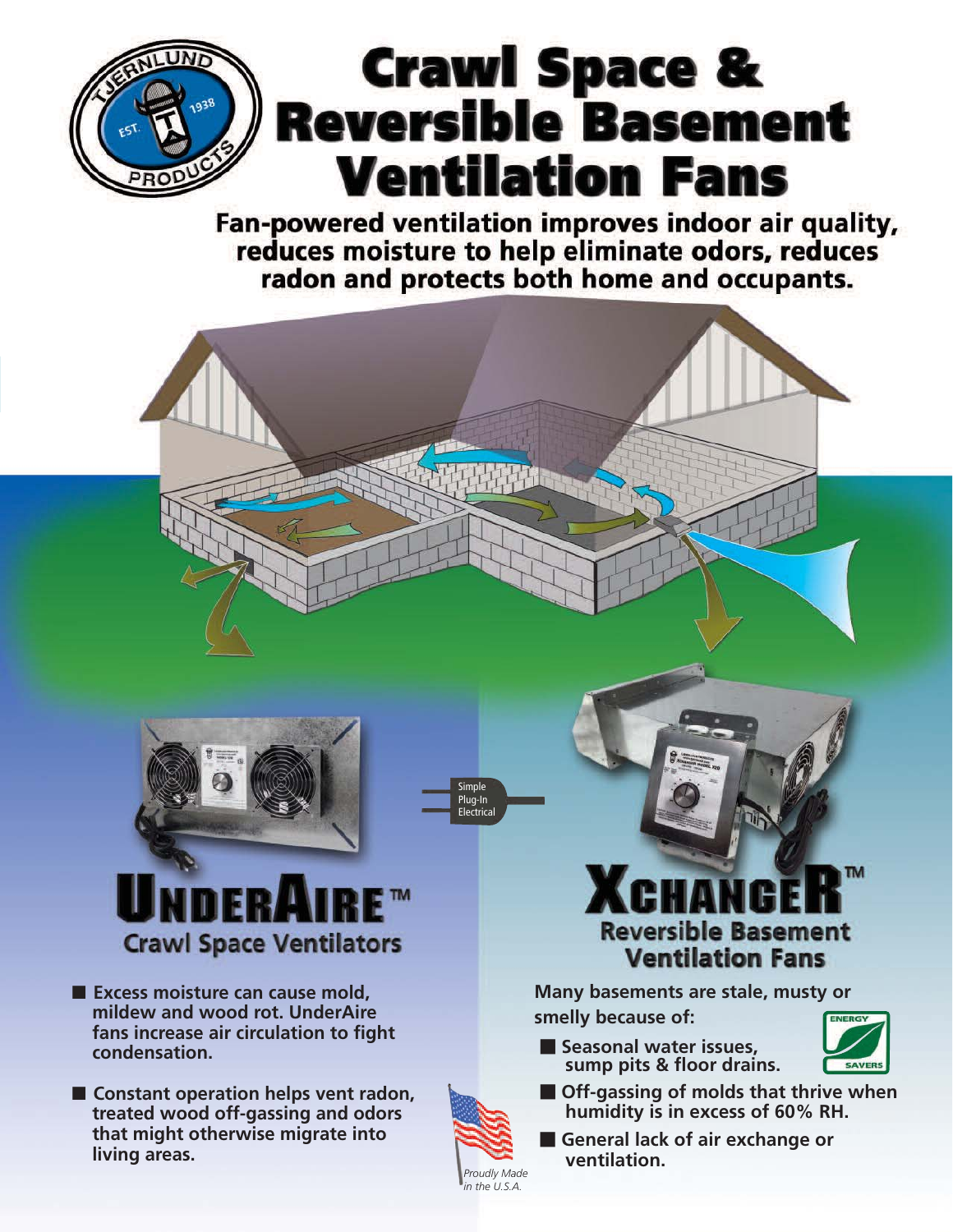# Crawl Space & Reversible Basement Ventilation Fans

**Fan-powered ventilation improves indoor air quality, reduces moisture to help eliminate odors, reduces radon and protects both home and occupants.**

Simple Plug-In Electrical

## UNDERAIRE™

### Crawl Space Ventilators

- **Excess moisture can cause mold, mildew and wood rot. UnderAire fans increase air circulation to fight condensation.**
- **Constant operation helps vent radon, treated wood off-gassing and odors that might otherwise migrate into living areas.**

*Proudly Made in the U.S.A.*

## XCHANGER™

### Reversible Basement Ventilation Fans

**Many basements are stale, musty or smelly because of:**

- **Seasonal water issues, sump pits & floor drains.**
- **Off-gassing of molds that thrive when humidity is in excess of 60% RH.**
- **General lack of air exchange or ventilation.**

ENERGY SAVERS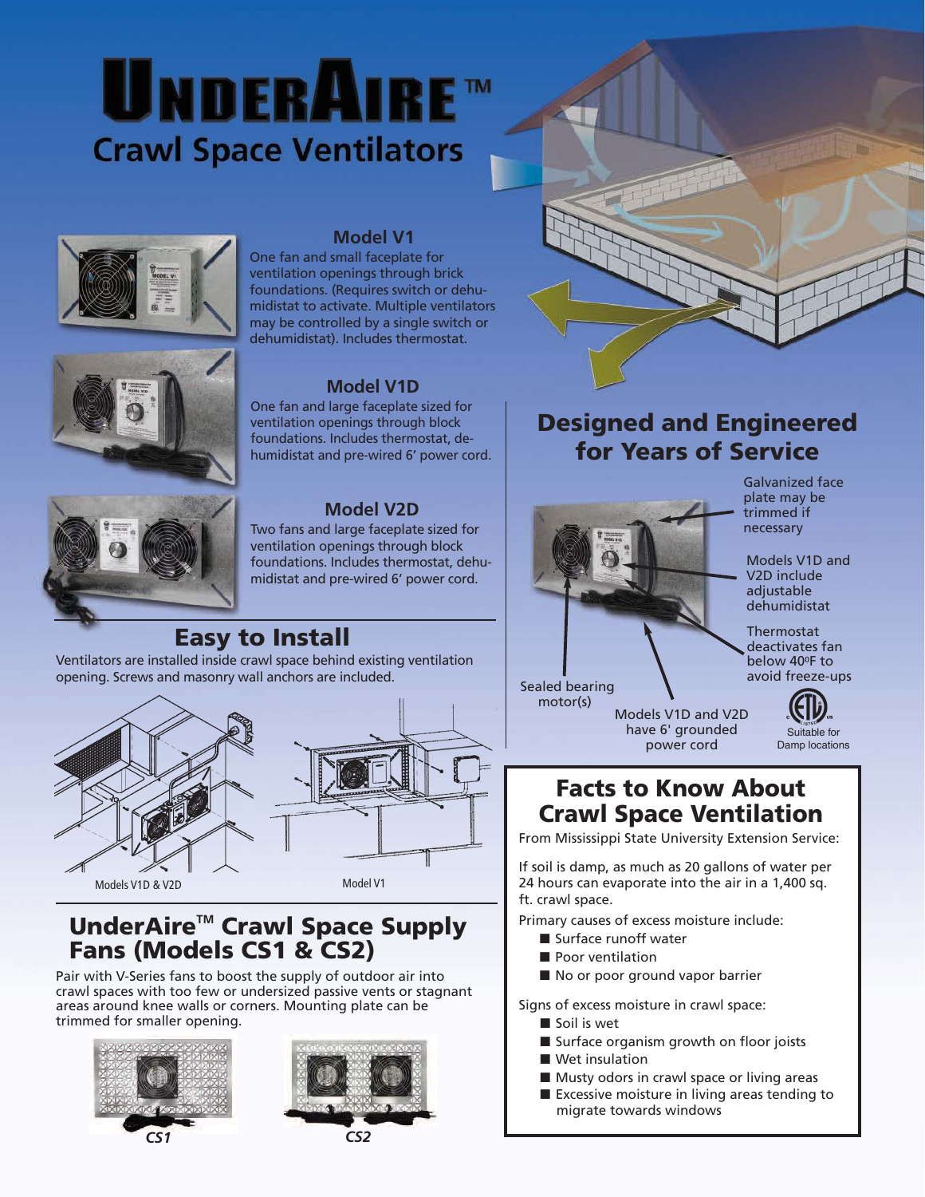# UNDERAIRE™

## Crawl Space Ventilators

### Model V1

One fan and small faceplate for ventilation openings through brick foundations. (Requires switch or dehumidistat to activate. Multiple ventilators may be controlled by a single switch or dehumidistat). Includes thermostat.

### Model V1D

One fan and large faceplate sized for ventilation openings through block foundations. Includes thermostat, dehumidistat and pre-wired 6' power cord.

### Model V2D

Two fans and large faceplate sized for ventilation openings through block foundations. Includes thermostat, dehumidistat and pre-wired 6' power cord.

## Easy to Install

Ventilators are installed inside crawl space behind existing ventilation opening. Screws and masonry wall anchors are included.

Models V1D & V2D

Model V1

## UnderAire™ Crawl Space Supply Fans (Models CS1 & CS2)

Pair with V-Series fans to boost the supply of outdoor air into crawl spaces with too few or undersized passive vents or stagnant areas around knee walls or corners. Mounting plate can be trimmed for smaller opening.

CS1

CS2

## Designed and Engineered for Years of Service

- Galvanized face plate may be trimmed if necessary
- Models V1D and V2D include adjustable dehumidistat
- Thermostat deactivates fan below 40°F to avoid freeze-ups
- Sealed bearing motor(s)
- Models V1D and V2D have 6' grounded power cord

Suitable for Damp locations

## Facts to Know About Crawl Space Ventilation

From Mississippi State University Extension Service:

If soil is damp, as much as 20 gallons of water per 24 hours can evaporate into the air in a 1,400 sq. ft. crawl space.

Primary causes of excess moisture include:

- Surface runoff water
- Poor ventilation
- No or poor ground vapor barrier

Signs of excess moisture in crawl space:

- Soil is wet
- Surface organism growth on floor joists
- Wet insulation
- Musty odors in crawl space or living areas
- Excessive moisture in living areas tending to migrate towards windows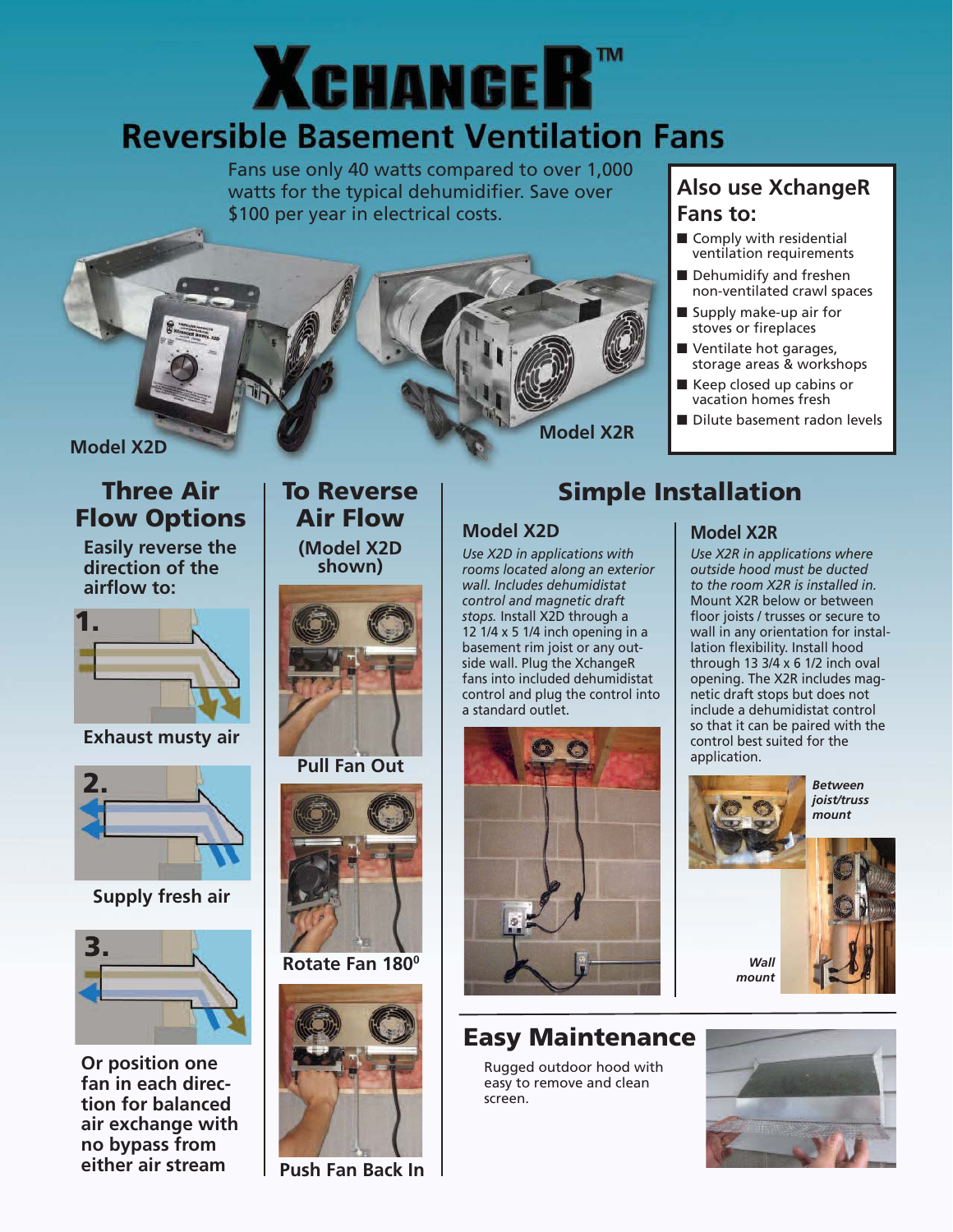# XCHANGER™

## Reversible Basement Ventilation Fans

Fans use only 40 watts compared to over 1,000 watts for the typical dehumidifier. Save over $100 per year in electrical costs.

Model X2D

Model X2R

### Also use XchangeR Fans to:

- Comply with residential ventilation requirements
- Dehumidify and freshen non-ventilated crawl spaces
- Supply make-up air for stoves or fireplaces
- Ventilate hot garages, storage areas & workshops
- Keep closed up cabins or vacation homes fresh
- Dilute basement radon levels

## Three Air Flow Options

**Easily reverse the direction of the airflow to:**

1. Exhaust musty air

2. Supply fresh air

3. **Or position one fan in each direction for balanced air exchange with no bypass from either air stream**

## To Reverse Air Flow

**(Model X2D shown)**

**Pull Fan Out**

**Rotate Fan 180°**

**Push Fan Back In**

## Simple Installation

### Model X2D

*Use X2D in applications with rooms located along an exterior wall. Includes dehumidistat control and magnetic draft stops.* Install X2D through a 12 1/4 x 5 1/4 inch opening in a basement rim joist or any outside wall. Plug the XchangeR fans into included dehumidistat control and plug the control into a standard outlet.

### Model X2R

*Use X2R in applications where outside hood must be ducted to the room X2R is installed in.* Mount X2R below or between floor joists / trusses or secure to wall in any orientation for installation flexibility. Install hood through 13 3/4 x 6 1/2 inch oval opening. The X2R includes magnetic draft stops but does not include a dehumidistat control so that it can be paired with the control best suited for the application.

***Between joist/truss mount***

***Wall mount***

## Easy Maintenance

Rugged outdoor hood with easy to remove and clean screen.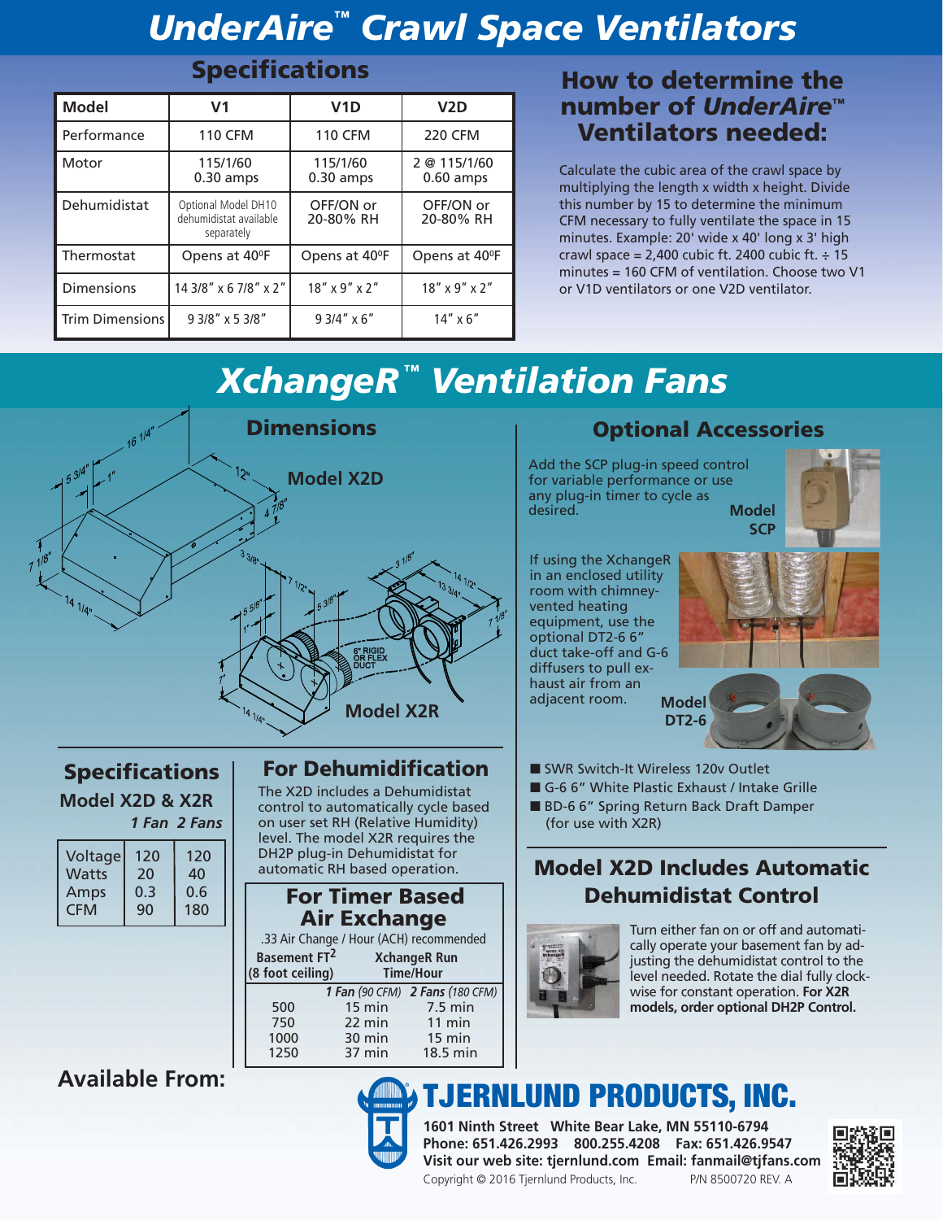# UnderAire™ Crawl Space Ventilators

## Specifications

| Model | V1 | V1D | V2D |
|---|---|---|---|
| Performance | 110 CFM | 110 CFM | 220 CFM |
| Motor | 115/1/60 0.30 amps | 115/1/60 0.30 amps | 2 @ 115/1/60 0.60 amps |
| Dehumidistat | Optional Model DH10 dehumidistat available separately | OFF/ON or 20-80% RH | OFF/ON or 20-80% RH |
| Thermostat | Opens at 40ºF | Opens at 40ºF | Opens at 40ºF |
| Dimensions | 14 3/8" x 6 7/8" x 2" | 18" x 9" x 2" | 18" x 9" x 2" |
| Trim Dimensions | 9 3/8" x 5 3/8" | 9 3/4" x 6" | 14" x 6" |

## How to determine the number of *UnderAire*™ Ventilators needed:

Calculate the cubic area of the crawl space by multiplying the length x width x height. Divide this number by 15 to determine the minimum CFM necessary to fully ventilate the space in 15 minutes. Example: 20' wide x 40' long x 3' high crawl space = 2,400 cubic ft. 2400 cubic ft. ÷ 15 minutes = 160 CFM of ventilation. Choose two V1 or V1D ventilators or one V2D ventilator.

# XchangeR™ Ventilation Fans

## Dimensions

Model X2D

16 1/4"
5 3/4"
1"
12"
4 7/8"
7 1/8"
14 1/4"

Model X2R

3 3/8"
7 1/2"
5 5/8"
1"
5 3/8"
3 1/8"
14 1/2"
13 3/4"
7 1/8"
7"
14 1/4"
6" RIGID OR FLEX DUCT

## Specifications

### Model X2D & X2R

| | *1 Fan* | *2 Fans* |
|---|---|---|
| Voltage | 120 | 120 |
| Watts | 20 | 40 |
| Amps | 0.3 | 0.6 |
| CFM | 90 | 180 |

## For Dehumidification

The X2D includes a Dehumidistat control to automatically cycle based on user set RH (Relative Humidity) level. The model X2R requires the DH2P plug-in Dehumidistat for automatic RH based operation.

## For Timer Based Air Exchange

.33 Air Change / Hour (ACH) recommended

| Basement FT² (8 foot ceiling) | XchangeR Run Time/Hour | |
|---|---|---|
| | **1 Fan** *(90 CFM)* | **2 Fans** *(180 CFM)* |
| 500 | 15 min | 7.5 min |
| 750 | 22 min | 11 min |
| 1000 | 30 min | 15 min |
| 1250 | 37 min | 18.5 min |

## Optional Accessories

Add the SCP plug-in speed control for variable performance or use any plug-in timer to cycle as desired.

**Model SCP**

If using the XchangeR in an enclosed utility room with chimney-vented heating equipment, use the optional DT2-6 6" duct take-off and G-6 diffusers to pull exhaust air from an adjacent room.

**Model DT2-6**

- SWR Switch-It Wireless 120v Outlet
- G-6 6" White Plastic Exhaust / Intake Grille
- BD-6 6" Spring Return Back Draft Damper (for use with X2R)

## Model X2D Includes Automatic Dehumidistat Control

Turn either fan on or off and automatically operate your basement fan by adjusting the dehumidistat control to the level needed. Rotate the dial fully clockwise for constant operation. **For X2R models, order optional DH2P Control.**

## Available From:

**TJERNLUND PRODUCTS, INC.**

**1601 Ninth Street White Bear Lake, MN 55110-6794**
**Phone: 651.426.2993 800.255.4208 Fax: 651.426.9547**
**Visit our web site: tjernlund.com Email: fanmail@tjfans.com**

Copyright © 2016 Tjernlund Products, Inc. P/N 8500720 REV. A